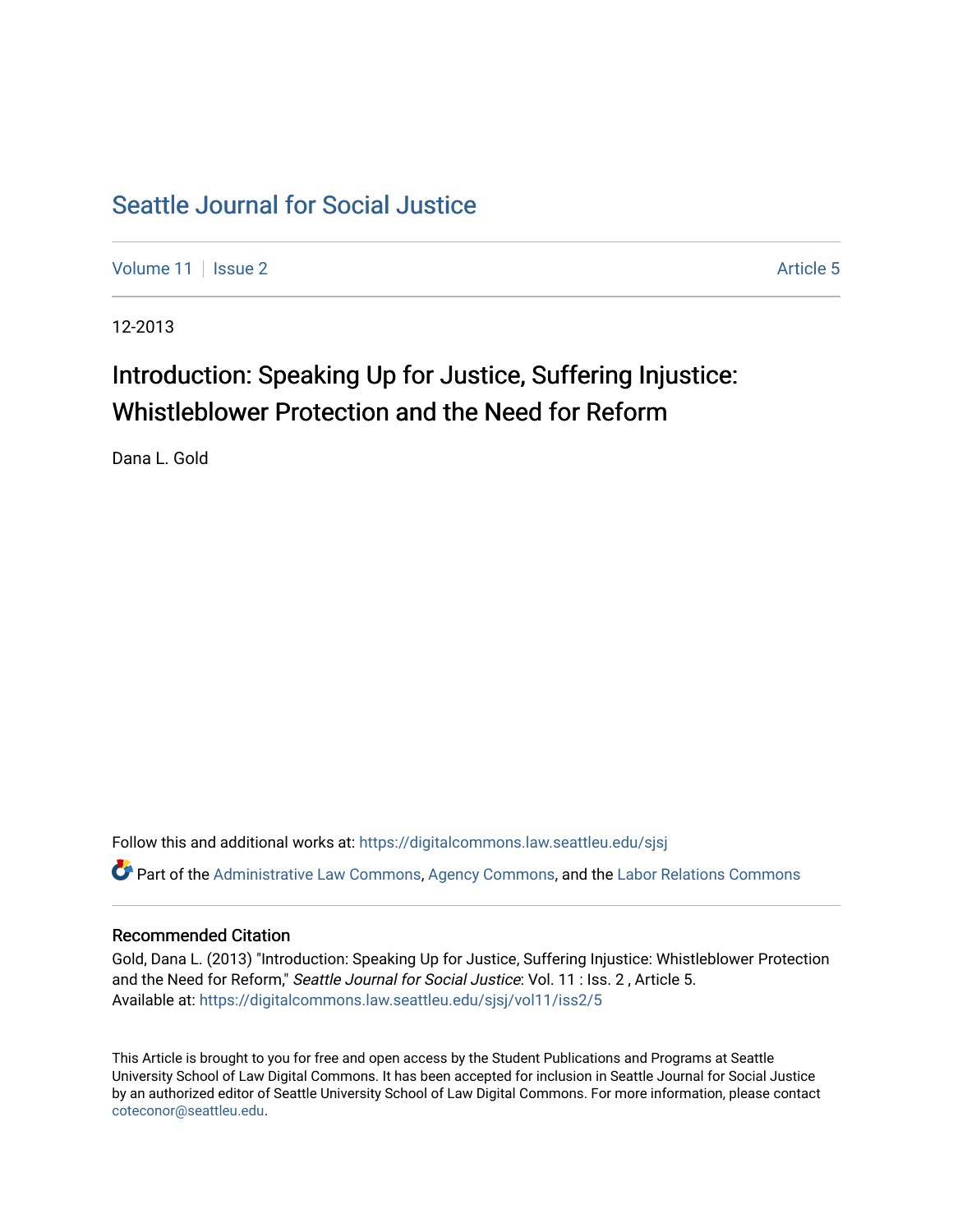# Seattle Journal for Social Justice

Volume 11 | Issue 2 Article 5

12-2013

## Introduction: Speaking Up for Justice, Suffering Injustice: Whistleblower Protection and the Need for Reform

Dana L. Gold

Follow this and additional works at: https://digitalcommons.law.seattleu.edu/sjsj

Part of the Administrative Law Commons, Agency Commons, and the Labor Relations Commons

### Recommended Citation

Gold, Dana L. (2013) "Introduction: Speaking Up for Justice, Suffering Injustice: Whistleblower Protection and the Need for Reform," *Seattle Journal for Social Justice*: Vol. 11 : Iss. 2 , Article 5.
Available at: https://digitalcommons.law.seattleu.edu/sjsj/vol11/iss2/5

This Article is brought to you for free and open access by the Student Publications and Programs at Seattle University School of Law Digital Commons. It has been accepted for inclusion in Seattle Journal for Social Justice by an authorized editor of Seattle University School of Law Digital Commons. For more information, please contact coteconor@seattleu.edu.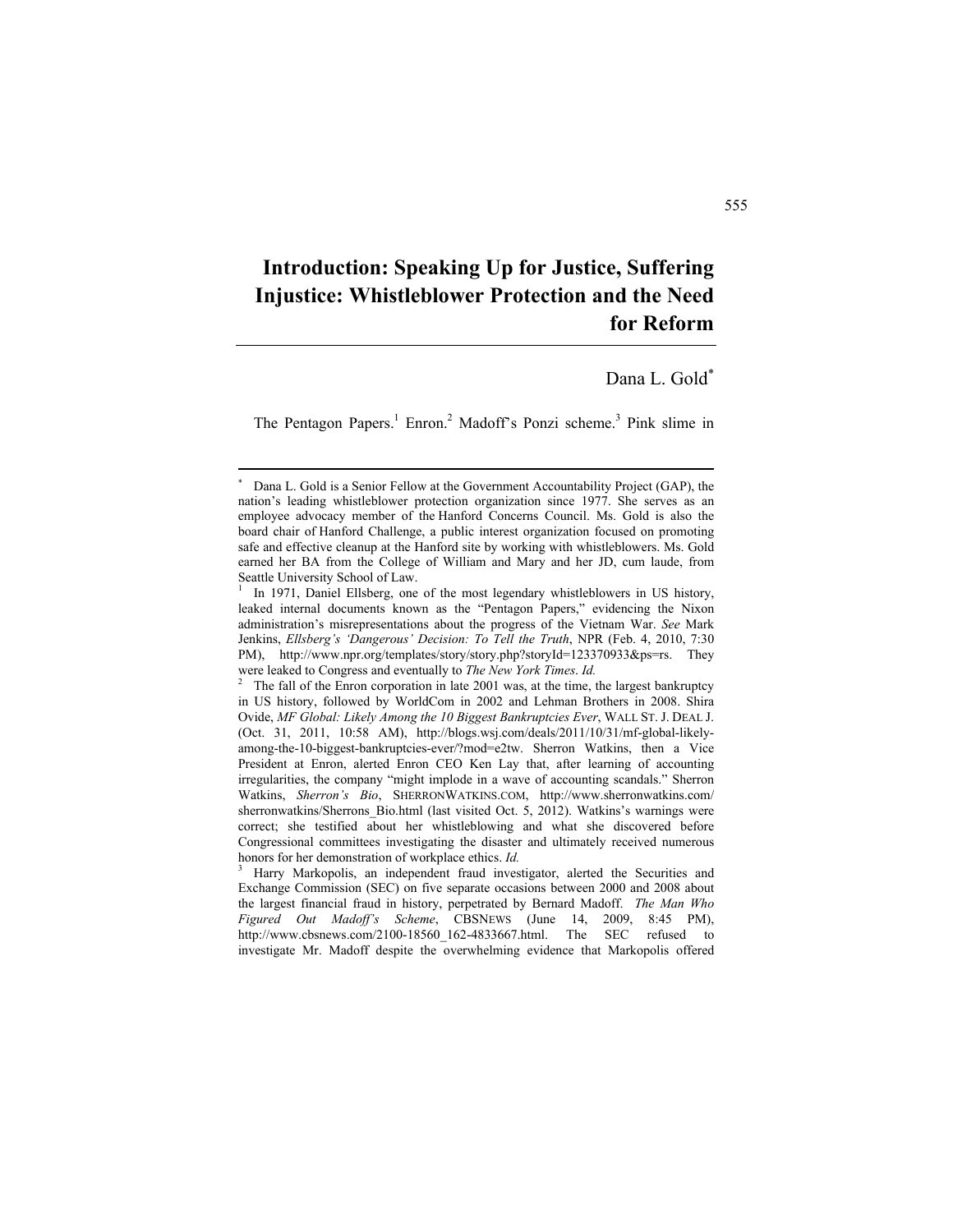# Introduction: Speaking Up for Justice, Suffering Injustice: Whistleblower Protection and the Need for Reform

Dana L. Gold[*]

The Pentagon Papers.[1] Enron.[2] Madoff's Ponzi scheme.[3] Pink slime in

---

[*] Dana L. Gold is a Senior Fellow at the Government Accountability Project (GAP), the nation's leading whistleblower protection organization since 1977. She serves as an employee advocacy member of the Hanford Concerns Council. Ms. Gold is also the board chair of Hanford Challenge, a public interest organization focused on promoting safe and effective cleanup at the Hanford site by working with whistleblowers. Ms. Gold earned her BA from the College of William and Mary and her JD, cum laude, from Seattle University School of Law.

[1] In 1971, Daniel Ellsberg, one of the most legendary whistleblowers in US history, leaked internal documents known as the "Pentagon Papers," evidencing the Nixon administration's misrepresentations about the progress of the Vietnam War. *See* Mark Jenkins, *Ellsberg's 'Dangerous' Decision: To Tell the Truth*, NPR (Feb. 4, 2010, 7:30 PM), http://www.npr.org/templates/story/story.php?storyId=123370933&ps=rs. They were leaked to Congress and eventually to *The New York Times*. *Id.*

[2] The fall of the Enron corporation in late 2001 was, at the time, the largest bankruptcy in US history, followed by WorldCom in 2002 and Lehman Brothers in 2008. Shira Ovide, *MF Global: Likely Among the 10 Biggest Bankruptcies Ever*, WALL ST. J. DEAL J. (Oct. 31, 2011, 10:58 AM), http://blogs.wsj.com/deals/2011/10/31/mf-global-likely-among-the-10-biggest-bankruptcies-ever/?mod=e2tw. Sherron Watkins, then a Vice President at Enron, alerted Enron CEO Ken Lay that, after learning of accounting irregularities, the company "might implode in a wave of accounting scandals." Sherron Watkins, *Sherron's Bio*, SHERRONWATKINS.COM, http://www.sherronwatkins.com/sherronwatkins/Sherrons_Bio.html (last visited Oct. 5, 2012). Watkins's warnings were correct; she testified about her whistleblowing and what she discovered before Congressional committees investigating the disaster and ultimately received numerous honors for her demonstration of workplace ethics. *Id.*

[3] Harry Markopolis, an independent fraud investigator, alerted the Securities and Exchange Commission (SEC) on five separate occasions between 2000 and 2008 about the largest financial fraud in history, perpetrated by Bernard Madoff. *The Man Who Figured Out Madoff's Scheme*, CBSNEWS (June 14, 2009, 8:45 PM), http://www.cbsnews.com/2100-18560_162-4833667.html. The SEC refused to investigate Mr. Madoff despite the overwhelming evidence that Markopolis offered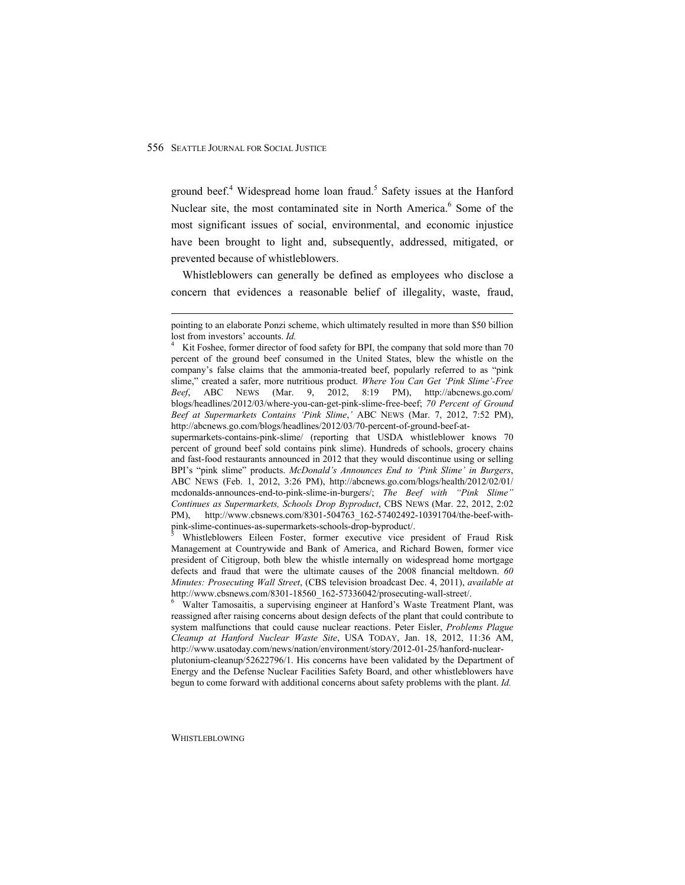ground beef.[4] Widespread home loan fraud.[5] Safety issues at the Hanford Nuclear site, the most contaminated site in North America.[6] Some of the most significant issues of social, environmental, and economic injustice have been brought to light and, subsequently, addressed, mitigated, or prevented because of whistleblowers.

Whistleblowers can generally be defined as employees who disclose a concern that evidences a reasonable belief of illegality, waste, fraud,

---

pointing to an elaborate Ponzi scheme, which ultimately resulted in more than $50 billion lost from investors' accounts. *Id.*

[4] Kit Foshee, former director of food safety for BPI, the company that sold more than 70 percent of the ground beef consumed in the United States, blew the whistle on the company's false claims that the ammonia-treated beef, popularly referred to as "pink slime," created a safer, more nutritious product. *Where You Can Get 'Pink Slime'-Free Beef*, ABC NEWS (Mar. 9, 2012, 8:19 PM), http://abcnews.go.com/blogs/headlines/2012/03/where-you-can-get-pink-slime-free-beef; *70 Percent of Ground Beef at Supermarkets Contains 'Pink Slime*,*'* ABC NEWS (Mar. 7, 2012, 7:52 PM), http://abcnews.go.com/blogs/headlines/2012/03/70-percent-of-ground-beef-at-supermarkets-contains-pink-slime/ (reporting that USDA whistleblower knows 70 percent of ground beef sold contains pink slime). Hundreds of schools, grocery chains and fast-food restaurants announced in 2012 that they would discontinue using or selling BPI's "pink slime" products. *McDonald's Announces End to 'Pink Slime' in Burgers*, ABC NEWS (Feb. 1, 2012, 3:26 PM), http://abcnews.go.com/blogs/health/2012/02/01/mcdonalds-announces-end-to-pink-slime-in-burgers/; *The Beef with "Pink Slime" Continues as Supermarkets, Schools Drop Byproduct*, CBS NEWS (Mar. 22, 2012, 2:02 PM), http://www.cbsnews.com/8301-504763_162-57402492-10391704/the-beef-with-pink-slime-continues-as-supermarkets-schools-drop-byproduct/.

[5] Whistleblowers Eileen Foster, former executive vice president of Fraud Risk Management at Countrywide and Bank of America, and Richard Bowen, former vice president of Citigroup, both blew the whistle internally on widespread home mortgage defects and fraud that were the ultimate causes of the 2008 financial meltdown. *60 Minutes: Prosecuting Wall Street*, (CBS television broadcast Dec. 4, 2011), *available at* http://www.cbsnews.com/8301-18560_162-57336042/prosecuting-wall-street/.

[6] Walter Tamosaitis, a supervising engineer at Hanford's Waste Treatment Plant, was reassigned after raising concerns about design defects of the plant that could contribute to system malfunctions that could cause nuclear reactions. Peter Eisler, *Problems Plague Cleanup at Hanford Nuclear Waste Site*, USA TODAY, Jan. 18, 2012, 11:36 AM, http://www.usatoday.com/news/nation/environment/story/2012-01-25/hanford-nuclear-plutonium-cleanup/52622796/1. His concerns have been validated by the Department of Energy and the Defense Nuclear Facilities Safety Board, and other whistleblowers have begun to come forward with additional concerns about safety problems with the plant. *Id.*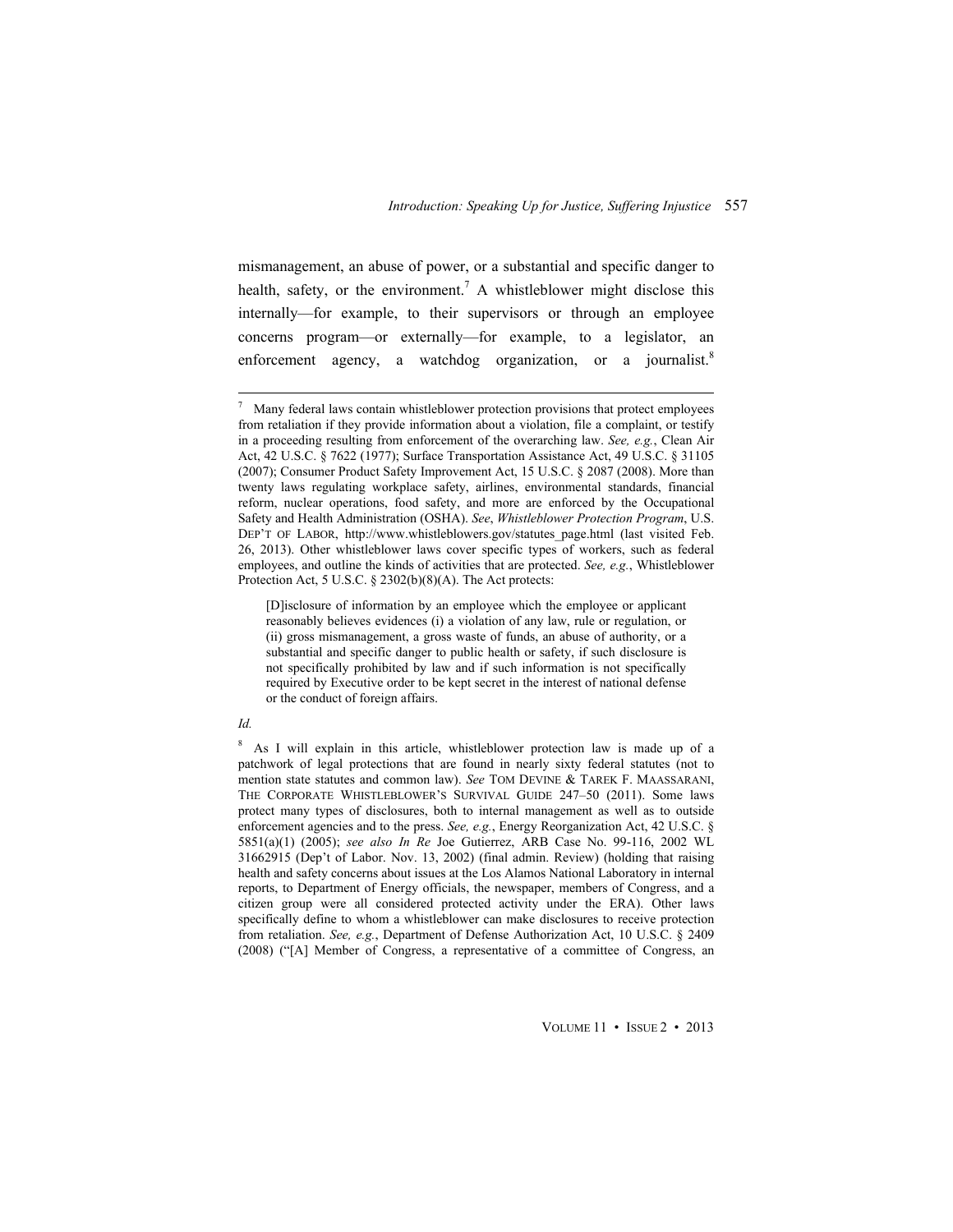mismanagement, an abuse of power, or a substantial and specific danger to health, safety, or the environment.[7] A whistleblower might disclose this internally—for example, to their supervisors or through an employee concerns program—or externally—for example, to a legislator, an enforcement agency, a watchdog organization, or a journalist.[8]

---

[7] Many federal laws contain whistleblower protection provisions that protect employees from retaliation if they provide information about a violation, file a complaint, or testify in a proceeding resulting from enforcement of the overarching law. *See, e.g.*, Clean Air Act, 42 U.S.C. § 7622 (1977); Surface Transportation Assistance Act, 49 U.S.C. § 31105 (2007); Consumer Product Safety Improvement Act, 15 U.S.C. § 2087 (2008). More than twenty laws regulating workplace safety, airlines, environmental standards, financial reform, nuclear operations, food safety, and more are enforced by the Occupational Safety and Health Administration (OSHA). *See*, *Whistleblower Protection Program*, U.S. DEP'T OF LABOR, http://www.whistleblowers.gov/statutes_page.html (last visited Feb. 26, 2013). Other whistleblower laws cover specific types of workers, such as federal employees, and outline the kinds of activities that are protected. *See, e.g.*, Whistleblower Protection Act, 5 U.S.C. § 2302(b)(8)(A). The Act protects:

> [D]isclosure of information by an employee which the employee or applicant reasonably believes evidences (i) a violation of any law, rule or regulation, or (ii) gross mismanagement, a gross waste of funds, an abuse of authority, or a substantial and specific danger to public health or safety, if such disclosure is not specifically prohibited by law and if such information is not specifically required by Executive order to be kept secret in the interest of national defense or the conduct of foreign affairs.

*Id.*

[8] As I will explain in this article, whistleblower protection law is made up of a patchwork of legal protections that are found in nearly sixty federal statutes (not to mention state statutes and common law). *See* TOM DEVINE & TAREK F. MAASSARANI, THE CORPORATE WHISTLEBLOWER'S SURVIVAL GUIDE 247–50 (2011). Some laws protect many types of disclosures, both to internal management as well as to outside enforcement agencies and to the press. *See, e.g.*, Energy Reorganization Act, 42 U.S.C. § 5851(a)(1) (2005); *see also In Re* Joe Gutierrez, ARB Case No. 99-116, 2002 WL 31662915 (Dep't of Labor. Nov. 13, 2002) (final admin. Review) (holding that raising health and safety concerns about issues at the Los Alamos National Laboratory in internal reports, to Department of Energy officials, the newspaper, members of Congress, and a citizen group were all considered protected activity under the ERA). Other laws specifically define to whom a whistleblower can make disclosures to receive protection from retaliation. *See, e.g.*, Department of Defense Authorization Act, 10 U.S.C. § 2409 (2008) ("[A] Member of Congress, a representative of a committee of Congress, an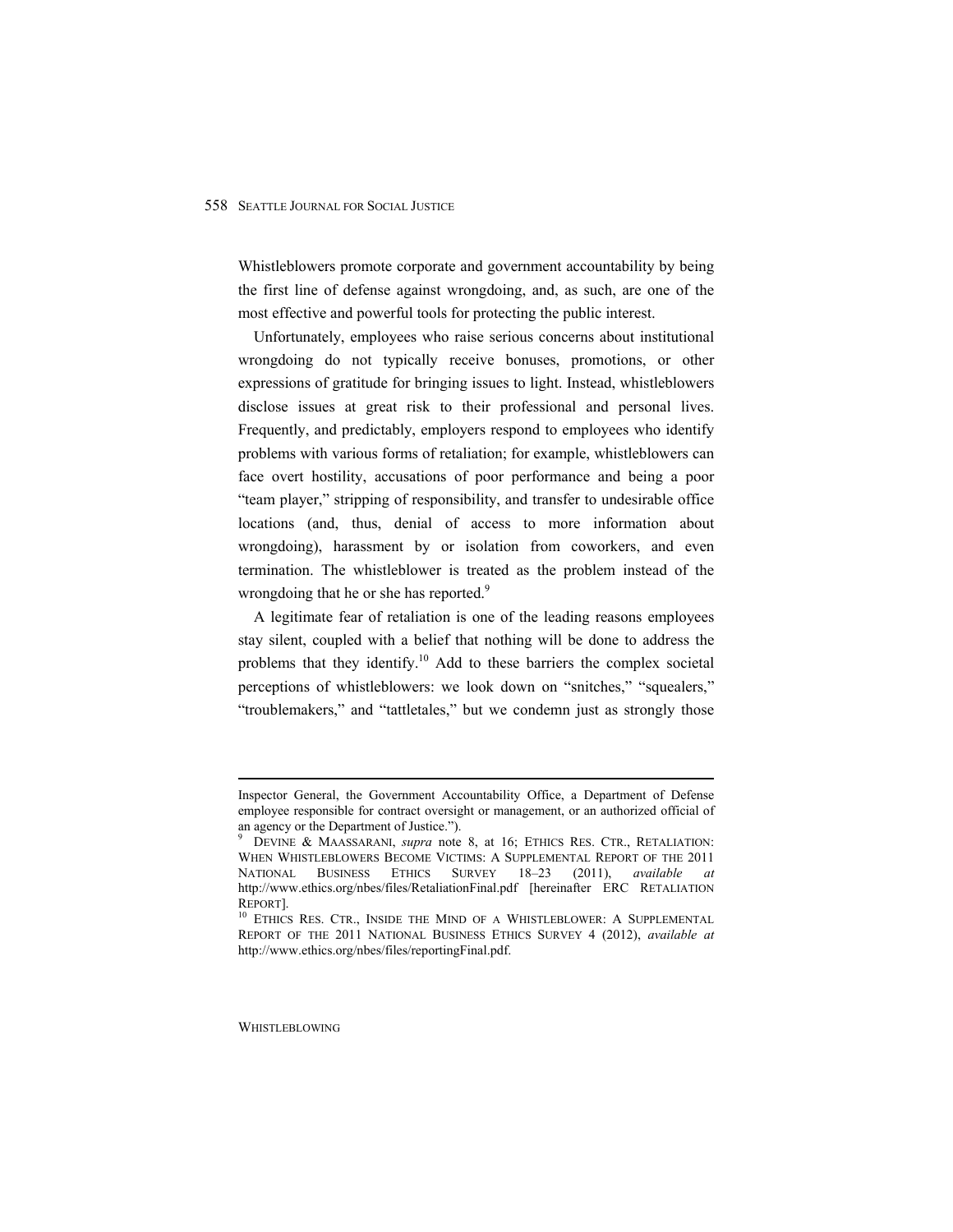Whistleblowers promote corporate and government accountability by being the first line of defense against wrongdoing, and, as such, are one of the most effective and powerful tools for protecting the public interest.

Unfortunately, employees who raise serious concerns about institutional wrongdoing do not typically receive bonuses, promotions, or other expressions of gratitude for bringing issues to light. Instead, whistleblowers disclose issues at great risk to their professional and personal lives. Frequently, and predictably, employers respond to employees who identify problems with various forms of retaliation; for example, whistleblowers can face overt hostility, accusations of poor performance and being a poor "team player," stripping of responsibility, and transfer to undesirable office locations (and, thus, denial of access to more information about wrongdoing), harassment by or isolation from coworkers, and even termination. The whistleblower is treated as the problem instead of the wrongdoing that he or she has reported.[9]

A legitimate fear of retaliation is one of the leading reasons employees stay silent, coupled with a belief that nothing will be done to address the problems that they identify.[10] Add to these barriers the complex societal perceptions of whistleblowers: we look down on "snitches," "squealers," "troublemakers," and "tattletales," but we condemn just as strongly those

---

Inspector General, the Government Accountability Office, a Department of Defense employee responsible for contract oversight or management, or an authorized official of an agency or the Department of Justice.").

[9] DEVINE & MAASSARANI, *supra* note 8, at 16; ETHICS RES. CTR., RETALIATION: WHEN WHISTLEBLOWERS BECOME VICTIMS: A SUPPLEMENTAL REPORT OF THE 2011 NATIONAL BUSINESS ETHICS SURVEY 18–23 (2011), *available at* http://www.ethics.org/nbes/files/RetaliationFinal.pdf [hereinafter ERC RETALIATION REPORT].

[10] ETHICS RES. CTR., INSIDE THE MIND OF A WHISTLEBLOWER: A SUPPLEMENTAL REPORT OF THE 2011 NATIONAL BUSINESS ETHICS SURVEY 4 (2012), *available at* http://www.ethics.org/nbes/files/reportingFinal.pdf.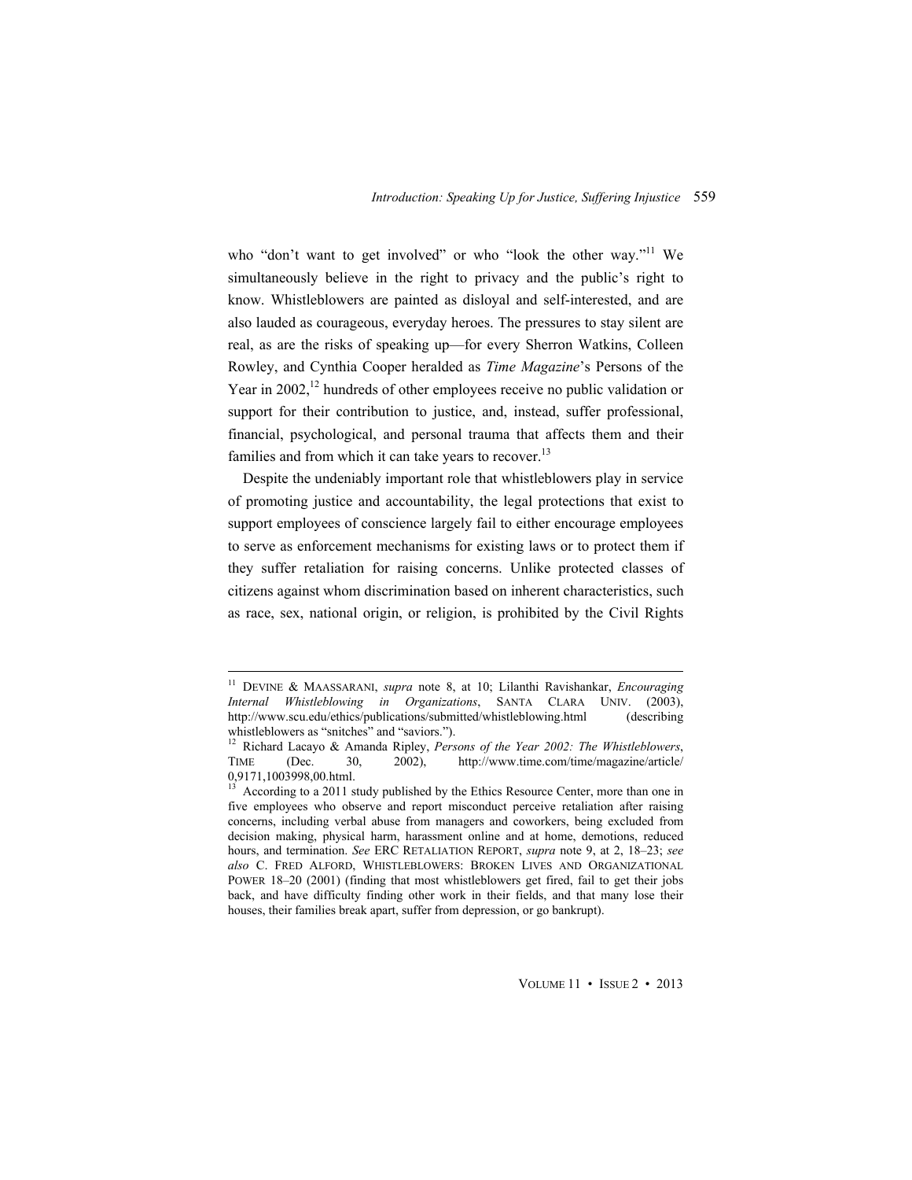who "don't want to get involved" or who "look the other way."[11] We simultaneously believe in the right to privacy and the public's right to know. Whistleblowers are painted as disloyal and self-interested, and are also lauded as courageous, everyday heroes. The pressures to stay silent are real, as are the risks of speaking up—for every Sherron Watkins, Colleen Rowley, and Cynthia Cooper heralded as *Time Magazine*'s Persons of the Year in 2002,[12] hundreds of other employees receive no public validation or support for their contribution to justice, and, instead, suffer professional, financial, psychological, and personal trauma that affects them and their families and from which it can take years to recover.[13]

Despite the undeniably important role that whistleblowers play in service of promoting justice and accountability, the legal protections that exist to support employees of conscience largely fail to either encourage employees to serve as enforcement mechanisms for existing laws or to protect them if they suffer retaliation for raising concerns. Unlike protected classes of citizens against whom discrimination based on inherent characteristics, such as race, sex, national origin, or religion, is prohibited by the Civil Rights

---

[11] DEVINE & MAASSARANI, *supra* note 8, at 10; Lilanthi Ravishankar, *Encouraging Internal Whistleblowing in Organizations*, SANTA CLARA UNIV. (2003), http://www.scu.edu/ethics/publications/submitted/whistleblowing.html (describing whistleblowers as "snitches" and "saviors.").

[12] Richard Lacayo & Amanda Ripley, *Persons of the Year 2002: The Whistleblowers*, TIME (Dec. 30, 2002), http://www.time.com/time/magazine/article/0,9171,1003998,00.html.

[13] According to a 2011 study published by the Ethics Resource Center, more than one in five employees who observe and report misconduct perceive retaliation after raising concerns, including verbal abuse from managers and coworkers, being excluded from decision making, physical harm, harassment online and at home, demotions, reduced hours, and termination. *See* ERC RETALIATION REPORT, *supra* note 9, at 2, 18–23; *see also* C. FRED ALFORD, WHISTLEBLOWERS: BROKEN LIVES AND ORGANIZATIONAL POWER 18–20 (2001) (finding that most whistleblowers get fired, fail to get their jobs back, and have difficulty finding other work in their fields, and that many lose their houses, their families break apart, suffer from depression, or go bankrupt).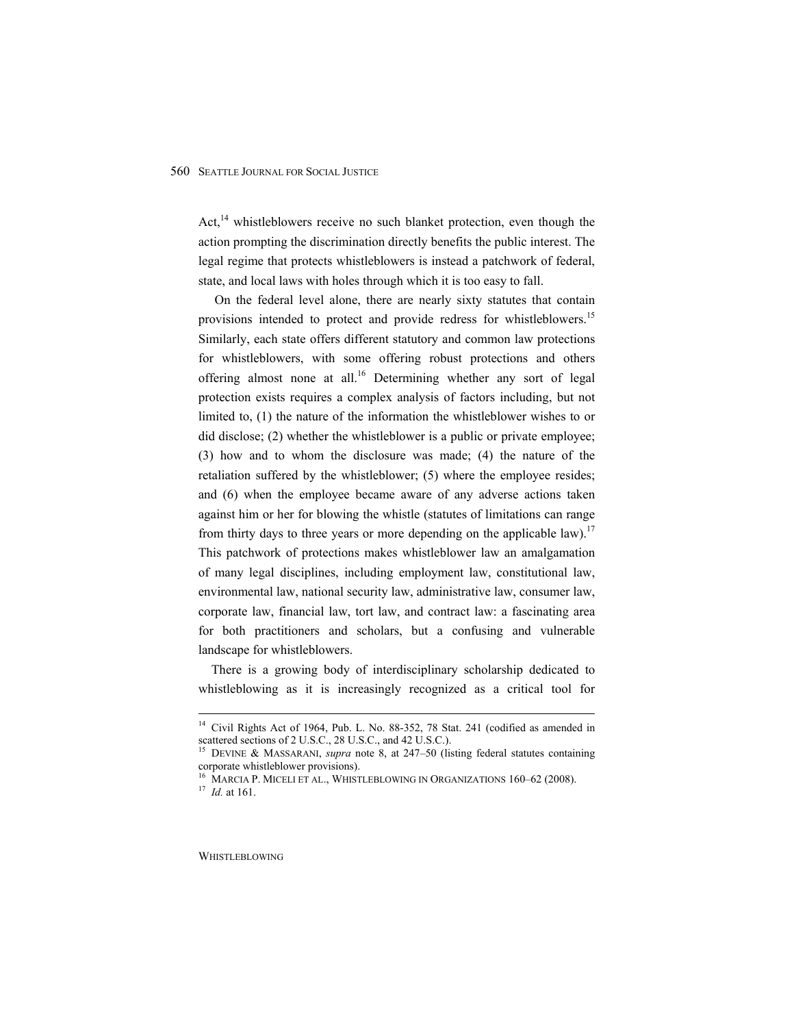Act,[14] whistleblowers receive no such blanket protection, even though the action prompting the discrimination directly benefits the public interest. The legal regime that protects whistleblowers is instead a patchwork of federal, state, and local laws with holes through which it is too easy to fall.

On the federal level alone, there are nearly sixty statutes that contain provisions intended to protect and provide redress for whistleblowers.[15] Similarly, each state offers different statutory and common law protections for whistleblowers, with some offering robust protections and others offering almost none at all.[16] Determining whether any sort of legal protection exists requires a complex analysis of factors including, but not limited to, (1) the nature of the information the whistleblower wishes to or did disclose; (2) whether the whistleblower is a public or private employee; (3) how and to whom the disclosure was made; (4) the nature of the retaliation suffered by the whistleblower; (5) where the employee resides; and (6) when the employee became aware of any adverse actions taken against him or her for blowing the whistle (statutes of limitations can range from thirty days to three years or more depending on the applicable law).[17] This patchwork of protections makes whistleblower law an amalgamation of many legal disciplines, including employment law, constitutional law, environmental law, national security law, administrative law, consumer law, corporate law, financial law, tort law, and contract law: a fascinating area for both practitioners and scholars, but a confusing and vulnerable landscape for whistleblowers.

There is a growing body of interdisciplinary scholarship dedicated to whistleblowing as it is increasingly recognized as a critical tool for

---

[14] Civil Rights Act of 1964, Pub. L. No. 88-352, 78 Stat. 241 (codified as amended in scattered sections of 2 U.S.C., 28 U.S.C., and 42 U.S.C.).

[15] DEVINE & MASSARANI, *supra* note 8, at 247–50 (listing federal statutes containing corporate whistleblower provisions).

[16] MARCIA P. MICELI ET AL., WHISTLEBLOWING IN ORGANIZATIONS 160–62 (2008).

[17] *Id.* at 161.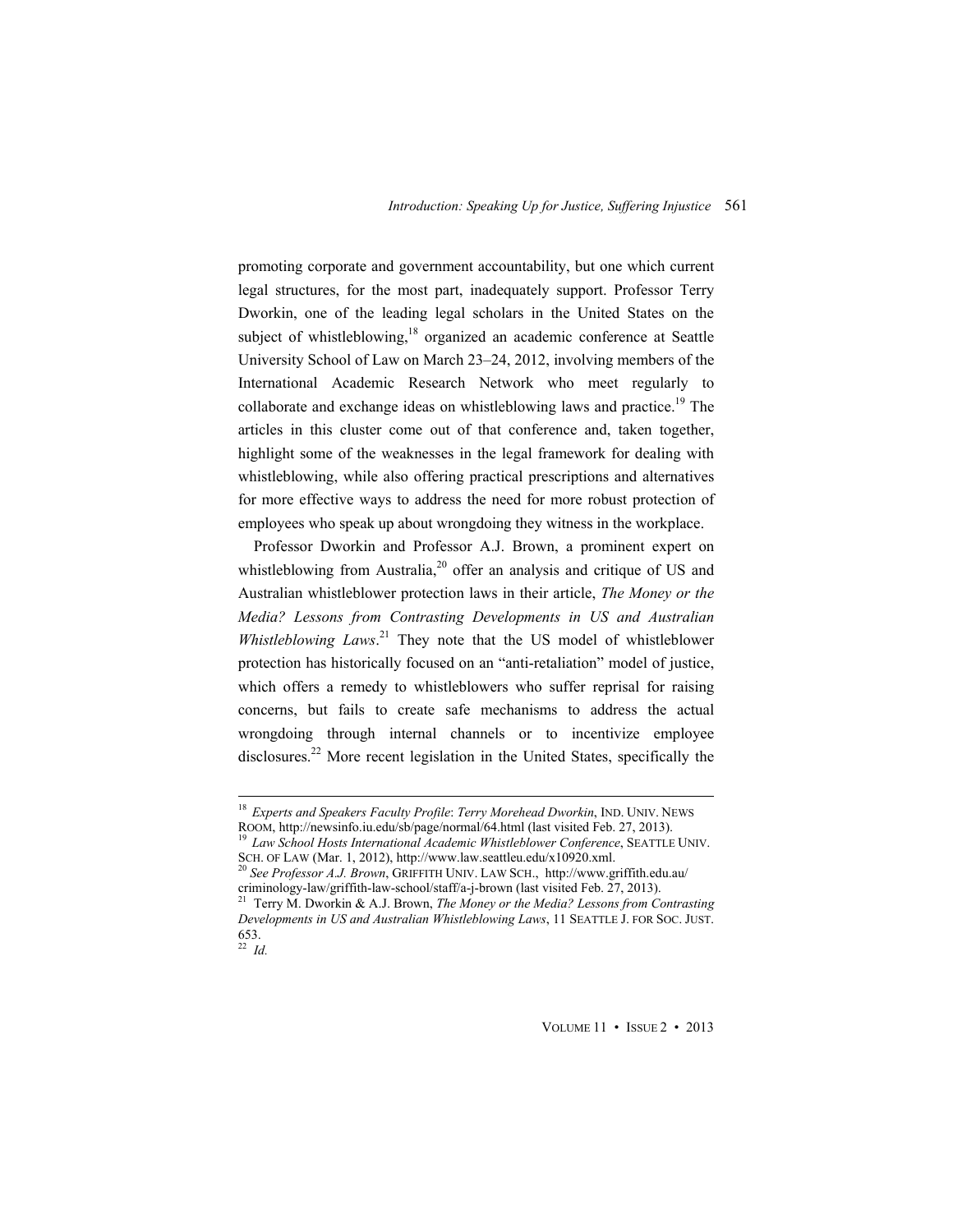promoting corporate and government accountability, but one which current legal structures, for the most part, inadequately support. Professor Terry Dworkin, one of the leading legal scholars in the United States on the subject of whistleblowing,[18] organized an academic conference at Seattle University School of Law on March 23–24, 2012, involving members of the International Academic Research Network who meet regularly to collaborate and exchange ideas on whistleblowing laws and practice.[19] The articles in this cluster come out of that conference and, taken together, highlight some of the weaknesses in the legal framework for dealing with whistleblowing, while also offering practical prescriptions and alternatives for more effective ways to address the need for more robust protection of employees who speak up about wrongdoing they witness in the workplace.

Professor Dworkin and Professor A.J. Brown, a prominent expert on whistleblowing from Australia,[20] offer an analysis and critique of US and Australian whistleblower protection laws in their article, *The Money or the Media? Lessons from Contrasting Developments in US and Australian Whistleblowing Laws*.[21] They note that the US model of whistleblower protection has historically focused on an "anti-retaliation" model of justice, which offers a remedy to whistleblowers who suffer reprisal for raising concerns, but fails to create safe mechanisms to address the actual wrongdoing through internal channels or to incentivize employee disclosures.[22] More recent legislation in the United States, specifically the

---

[18] *Experts and Speakers Faculty Profile*: *Terry Morehead Dworkin*, IND. UNIV. NEWS ROOM, http://newsinfo.iu.edu/sb/page/normal/64.html (last visited Feb. 27, 2013).

[19] *Law School Hosts International Academic Whistleblower Conference*, SEATTLE UNIV. SCH. OF LAW (Mar. 1, 2012), http://www.law.seattleu.edu/x10920.xml.

[20] *See Professor A.J. Brown*, GRIFFITH UNIV. LAW SCH., http://www.griffith.edu.au/criminology-law/griffith-law-school/staff/a-j-brown (last visited Feb. 27, 2013).

[21] Terry M. Dworkin & A.J. Brown, *The Money or the Media? Lessons from Contrasting Developments in US and Australian Whistleblowing Laws*, 11 SEATTLE J. FOR SOC. JUST. 653.

[22] *Id.*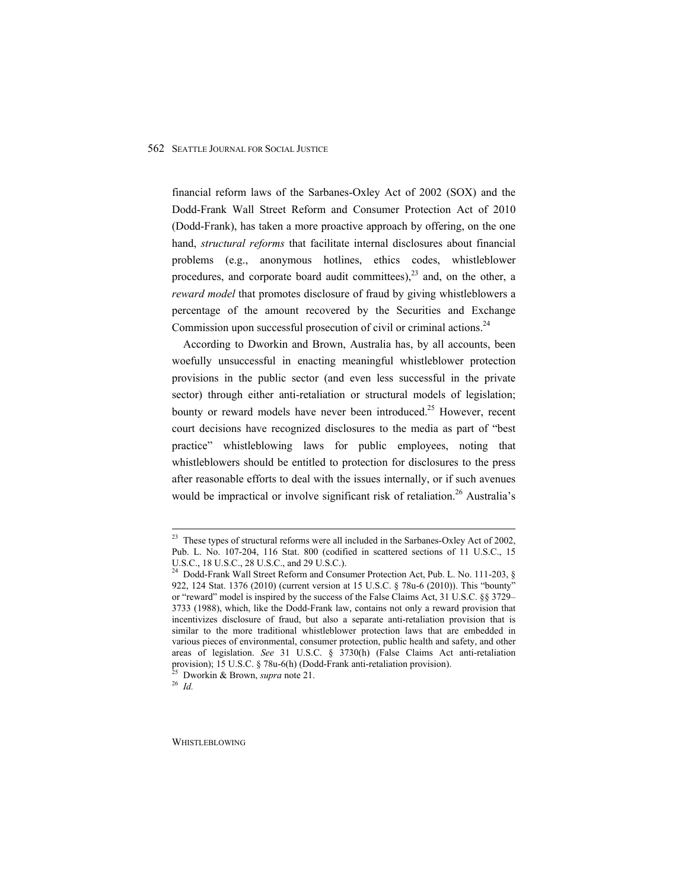financial reform laws of the Sarbanes-Oxley Act of 2002 (SOX) and the Dodd-Frank Wall Street Reform and Consumer Protection Act of 2010 (Dodd-Frank), has taken a more proactive approach by offering, on the one hand, *structural reforms* that facilitate internal disclosures about financial problems (e.g., anonymous hotlines, ethics codes, whistleblower procedures, and corporate board audit committees),[23] and, on the other, a *reward model* that promotes disclosure of fraud by giving whistleblowers a percentage of the amount recovered by the Securities and Exchange Commission upon successful prosecution of civil or criminal actions.[24]

According to Dworkin and Brown, Australia has, by all accounts, been woefully unsuccessful in enacting meaningful whistleblower protection provisions in the public sector (and even less successful in the private sector) through either anti-retaliation or structural models of legislation; bounty or reward models have never been introduced.[25] However, recent court decisions have recognized disclosures to the media as part of "best practice" whistleblowing laws for public employees, noting that whistleblowers should be entitled to protection for disclosures to the press after reasonable efforts to deal with the issues internally, or if such avenues would be impractical or involve significant risk of retaliation.[26] Australia's

---

[23] These types of structural reforms were all included in the Sarbanes-Oxley Act of 2002, Pub. L. No. 107-204, 116 Stat. 800 (codified in scattered sections of 11 U.S.C., 15 U.S.C., 18 U.S.C., 28 U.S.C., and 29 U.S.C.).

[24] Dodd-Frank Wall Street Reform and Consumer Protection Act, Pub. L. No. 111-203, § 922, 124 Stat. 1376 (2010) (current version at 15 U.S.C. § 78u-6 (2010)). This "bounty" or "reward" model is inspired by the success of the False Claims Act, 31 U.S.C. §§ 3729–3733 (1988), which, like the Dodd-Frank law, contains not only a reward provision that incentivizes disclosure of fraud, but also a separate anti-retaliation provision that is similar to the more traditional whistleblower protection laws that are embedded in various pieces of environmental, consumer protection, public health and safety, and other areas of legislation. *See* 31 U.S.C. § 3730(h) (False Claims Act anti-retaliation provision); 15 U.S.C. § 78u-6(h) (Dodd-Frank anti-retaliation provision).

[25] Dworkin & Brown, *supra* note 21.

[26] *Id.*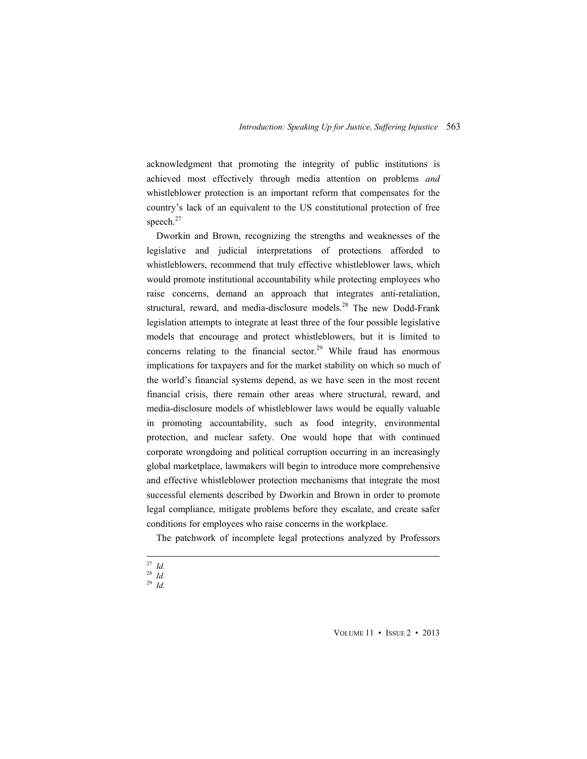acknowledgment that promoting the integrity of public institutions is achieved most effectively through media attention on problems *and* whistleblower protection is an important reform that compensates for the country's lack of an equivalent to the US constitutional protection of free speech.[27]

Dworkin and Brown, recognizing the strengths and weaknesses of the legislative and judicial interpretations of protections afforded to whistleblowers, recommend that truly effective whistleblower laws, which would promote institutional accountability while protecting employees who raise concerns, demand an approach that integrates anti-retaliation, structural, reward, and media-disclosure models.[28] The new Dodd-Frank legislation attempts to integrate at least three of the four possible legislative models that encourage and protect whistleblowers, but it is limited to concerns relating to the financial sector.[29] While fraud has enormous implications for taxpayers and for the market stability on which so much of the world's financial systems depend, as we have seen in the most recent financial crisis, there remain other areas where structural, reward, and media-disclosure models of whistleblower laws would be equally valuable in promoting accountability, such as food integrity, environmental protection, and nuclear safety. One would hope that with continued corporate wrongdoing and political corruption occurring in an increasingly global marketplace, lawmakers will begin to introduce more comprehensive and effective whistleblower protection mechanisms that integrate the most successful elements described by Dworkin and Brown in order to promote legal compliance, mitigate problems before they escalate, and create safer conditions for employees who raise concerns in the workplace.

The patchwork of incomplete legal protections analyzed by Professors

---

[27] *Id.*
[28] *Id.*
[29] *Id.*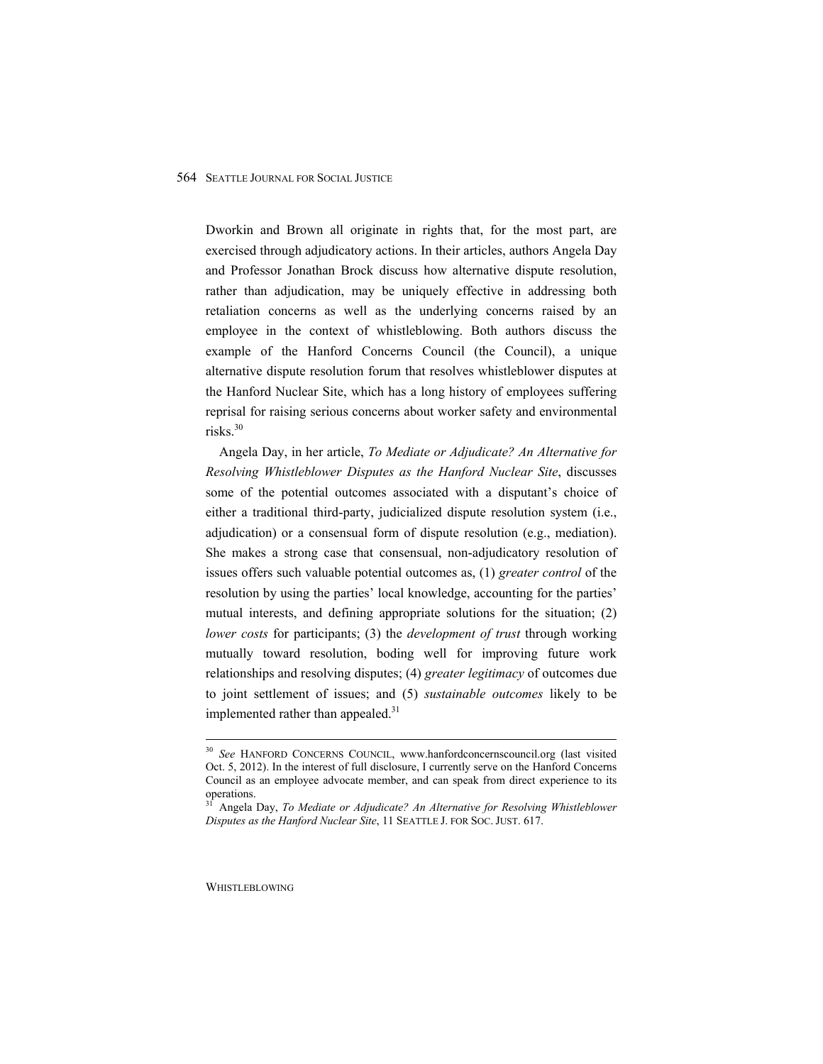Dworkin and Brown all originate in rights that, for the most part, are exercised through adjudicatory actions. In their articles, authors Angela Day and Professor Jonathan Brock discuss how alternative dispute resolution, rather than adjudication, may be uniquely effective in addressing both retaliation concerns as well as the underlying concerns raised by an employee in the context of whistleblowing. Both authors discuss the example of the Hanford Concerns Council (the Council), a unique alternative dispute resolution forum that resolves whistleblower disputes at the Hanford Nuclear Site, which has a long history of employees suffering reprisal for raising serious concerns about worker safety and environmental risks.[30]

Angela Day, in her article, *To Mediate or Adjudicate? An Alternative for Resolving Whistleblower Disputes as the Hanford Nuclear Site*, discusses some of the potential outcomes associated with a disputant's choice of either a traditional third-party, judicialized dispute resolution system (i.e., adjudication) or a consensual form of dispute resolution (e.g., mediation). She makes a strong case that consensual, non-adjudicatory resolution of issues offers such valuable potential outcomes as, (1) *greater control* of the resolution by using the parties' local knowledge, accounting for the parties' mutual interests, and defining appropriate solutions for the situation; (2) *lower costs* for participants; (3) the *development of trust* through working mutually toward resolution, boding well for improving future work relationships and resolving disputes; (4) *greater legitimacy* of outcomes due to joint settlement of issues; and (5) *sustainable outcomes* likely to be implemented rather than appealed.[31]

---

[30] *See* HANFORD CONCERNS COUNCIL, www.hanfordconcernscouncil.org (last visited Oct. 5, 2012). In the interest of full disclosure, I currently serve on the Hanford Concerns Council as an employee advocate member, and can speak from direct experience to its operations.

[31] Angela Day, *To Mediate or Adjudicate? An Alternative for Resolving Whistleblower Disputes as the Hanford Nuclear Site*, 11 SEATTLE J. FOR SOC. JUST. 617.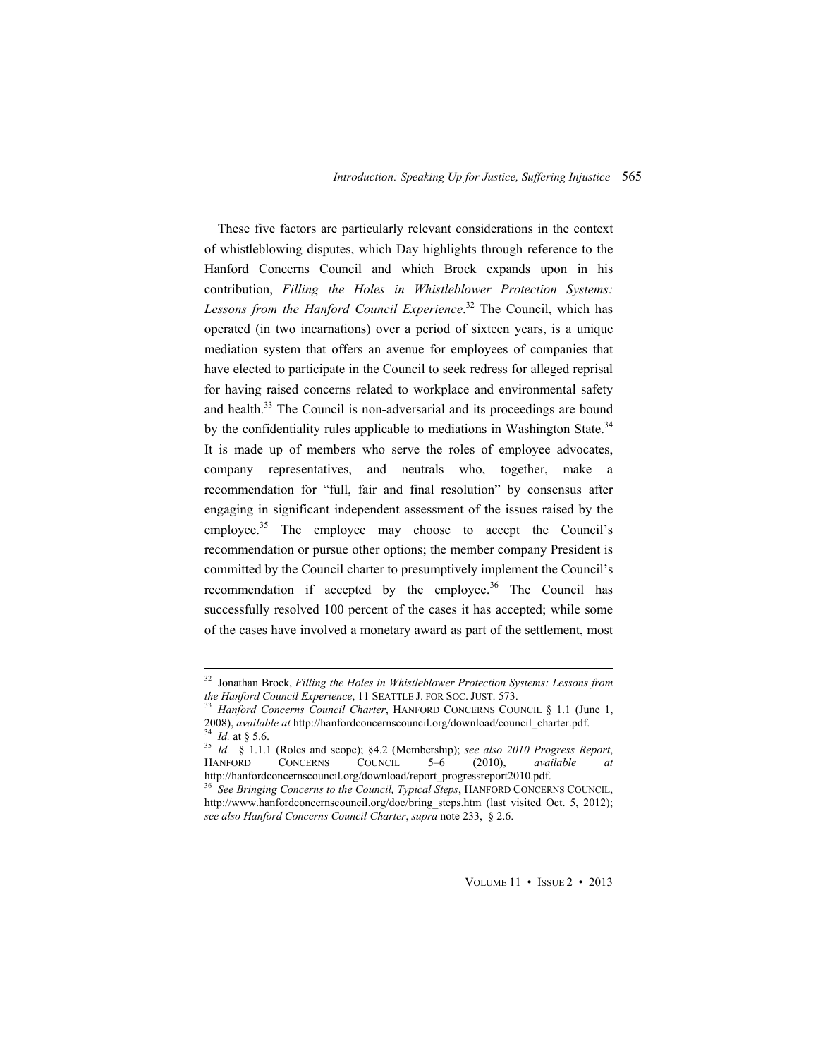These five factors are particularly relevant considerations in the context of whistleblowing disputes, which Day highlights through reference to the Hanford Concerns Council and which Brock expands upon in his contribution, *Filling the Holes in Whistleblower Protection Systems: Lessons from the Hanford Council Experience*.[32] The Council, which has operated (in two incarnations) over a period of sixteen years, is a unique mediation system that offers an avenue for employees of companies that have elected to participate in the Council to seek redress for alleged reprisal for having raised concerns related to workplace and environmental safety and health.[33] The Council is non-adversarial and its proceedings are bound by the confidentiality rules applicable to mediations in Washington State.[34] It is made up of members who serve the roles of employee advocates, company representatives, and neutrals who, together, make a recommendation for "full, fair and final resolution" by consensus after engaging in significant independent assessment of the issues raised by the employee.[35] The employee may choose to accept the Council's recommendation or pursue other options; the member company President is committed by the Council charter to presumptively implement the Council's recommendation if accepted by the employee.[36] The Council has successfully resolved 100 percent of the cases it has accepted; while some of the cases have involved a monetary award as part of the settlement, most

---

[32] Jonathan Brock, *Filling the Holes in Whistleblower Protection Systems: Lessons from the Hanford Council Experience*, 11 SEATTLE J. FOR SOC. JUST. 573.

[33] *Hanford Concerns Council Charter*, HANFORD CONCERNS COUNCIL § 1.1 (June 1, 2008), *available at* http://hanfordconcernscouncil.org/download/council_charter.pdf.

[34] *Id.* at § 5.6.

[35] *Id.* § 1.1.1 (Roles and scope); §4.2 (Membership); *see also 2010 Progress Report*, HANFORD CONCERNS COUNCIL 5–6 (2010), *available at* http://hanfordconcernscouncil.org/download/report_progressreport2010.pdf.

[36] *See Bringing Concerns to the Council, Typical Steps*, HANFORD CONCERNS COUNCIL, http://www.hanfordconcernscouncil.org/doc/bring_steps.htm (last visited Oct. 5, 2012); *see also Hanford Concerns Council Charter*, *supra* note 233, § 2.6.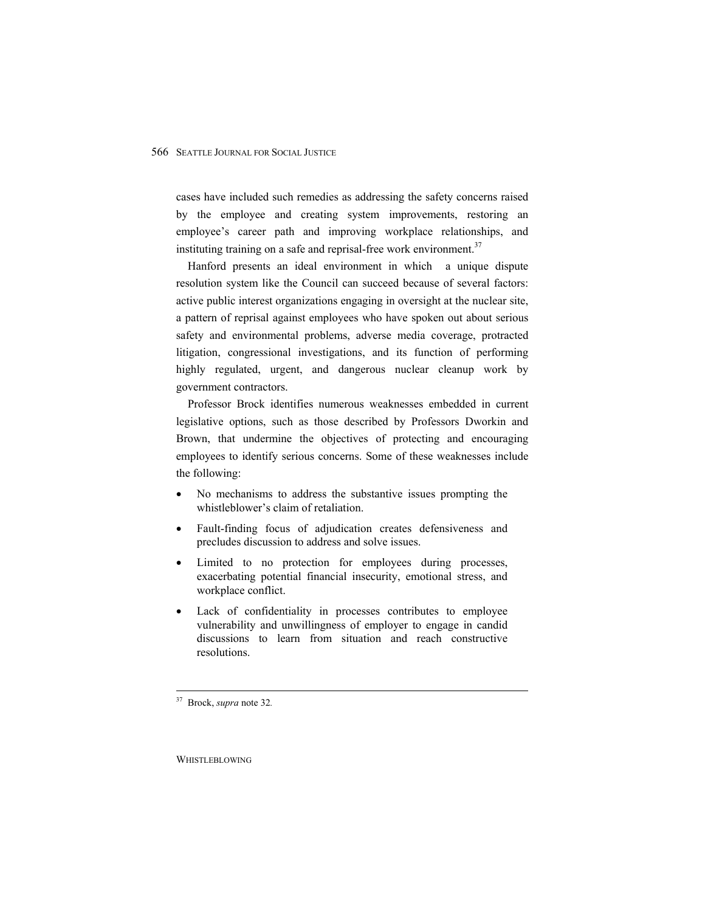cases have included such remedies as addressing the safety concerns raised by the employee and creating system improvements, restoring an employee's career path and improving workplace relationships, and instituting training on a safe and reprisal-free work environment.[37]

Hanford presents an ideal environment in which a unique dispute resolution system like the Council can succeed because of several factors: active public interest organizations engaging in oversight at the nuclear site, a pattern of reprisal against employees who have spoken out about serious safety and environmental problems, adverse media coverage, protracted litigation, congressional investigations, and its function of performing highly regulated, urgent, and dangerous nuclear cleanup work by government contractors.

Professor Brock identifies numerous weaknesses embedded in current legislative options, such as those described by Professors Dworkin and Brown, that undermine the objectives of protecting and encouraging employees to identify serious concerns. Some of these weaknesses include the following:

- No mechanisms to address the substantive issues prompting the whistleblower's claim of retaliation.
- Fault-finding focus of adjudication creates defensiveness and precludes discussion to address and solve issues.
- Limited to no protection for employees during processes, exacerbating potential financial insecurity, emotional stress, and workplace conflict.
- Lack of confidentiality in processes contributes to employee vulnerability and unwillingness of employer to engage in candid discussions to learn from situation and reach constructive resolutions.

---

[37] Brock, *supra* note 32.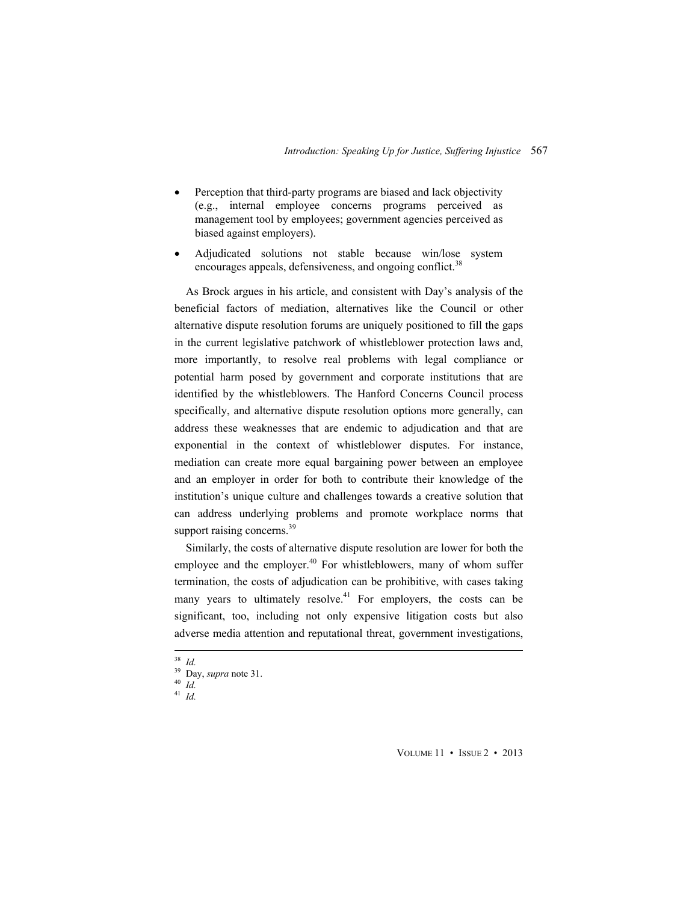- Perception that third-party programs are biased and lack objectivity (e.g., internal employee concerns programs perceived as management tool by employees; government agencies perceived as biased against employers).
- Adjudicated solutions not stable because win/lose system encourages appeals, defensiveness, and ongoing conflict.[38]

As Brock argues in his article, and consistent with Day's analysis of the beneficial factors of mediation, alternatives like the Council or other alternative dispute resolution forums are uniquely positioned to fill the gaps in the current legislative patchwork of whistleblower protection laws and, more importantly, to resolve real problems with legal compliance or potential harm posed by government and corporate institutions that are identified by the whistleblowers. The Hanford Concerns Council process specifically, and alternative dispute resolution options more generally, can address these weaknesses that are endemic to adjudication and that are exponential in the context of whistleblower disputes. For instance, mediation can create more equal bargaining power between an employee and an employer in order for both to contribute their knowledge of the institution's unique culture and challenges towards a creative solution that can address underlying problems and promote workplace norms that support raising concerns.[39]

Similarly, the costs of alternative dispute resolution are lower for both the employee and the employer.[40] For whistleblowers, many of whom suffer termination, the costs of adjudication can be prohibitive, with cases taking many years to ultimately resolve.[41] For employers, the costs can be significant, too, including not only expensive litigation costs but also adverse media attention and reputational threat, government investigations,

---

[38] *Id.*

[39] Day, *supra* note 31.

[40] *Id.*

[41] *Id.*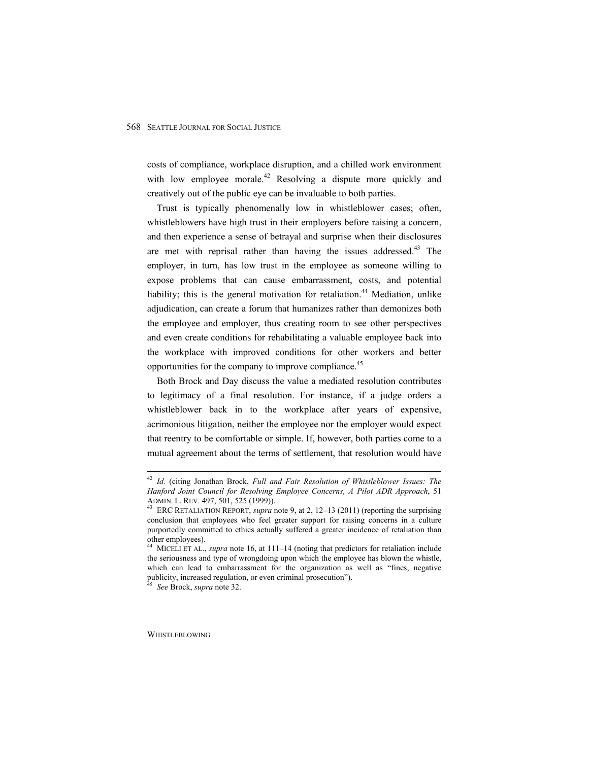costs of compliance, workplace disruption, and a chilled work environment with low employee morale.[42] Resolving a dispute more quickly and creatively out of the public eye can be invaluable to both parties.

Trust is typically phenomenally low in whistleblower cases; often, whistleblowers have high trust in their employers before raising a concern, and then experience a sense of betrayal and surprise when their disclosures are met with reprisal rather than having the issues addressed.[43] The employer, in turn, has low trust in the employee as someone willing to expose problems that can cause embarrassment, costs, and potential liability; this is the general motivation for retaliation.[44] Mediation, unlike adjudication, can create a forum that humanizes rather than demonizes both the employee and employer, thus creating room to see other perspectives and even create conditions for rehabilitating a valuable employee back into the workplace with improved conditions for other workers and better opportunities for the company to improve compliance.[45]

Both Brock and Day discuss the value a mediated resolution contributes to legitimacy of a final resolution. For instance, if a judge orders a whistleblower back in to the workplace after years of expensive, acrimonious litigation, neither the employee nor the employer would expect that reentry to be comfortable or simple. If, however, both parties come to a mutual agreement about the terms of settlement, that resolution would have

---

[42] *Id.* (citing Jonathan Brock, *Full and Fair Resolution of Whistleblower Issues: The Hanford Joint Council for Resolving Employee Concerns, A Pilot ADR Approach*, 51 ADMIN. L. REV. 497, 501, 525 (1999)).

[43] ERC RETALIATION REPORT, *supra* note 9, at 2, 12–13 (2011) (reporting the surprising conclusion that employees who feel greater support for raising concerns in a culture purportedly committed to ethics actually suffered a greater incidence of retaliation than other employees).

[44] MICELI ET AL., *supra* note 16, at 111–14 (noting that predictors for retaliation include the seriousness and type of wrongdoing upon which the employee has blown the whistle, which can lead to embarrassment for the organization as well as "fines, negative publicity, increased regulation, or even criminal prosecution").

[45] *See* Brock, *supra* note 32.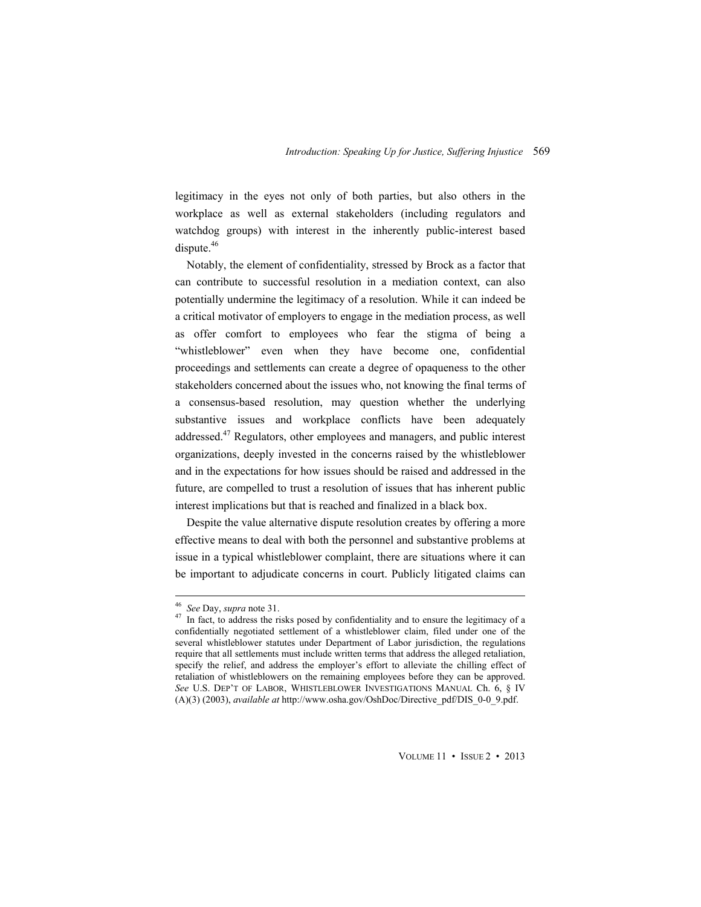legitimacy in the eyes not only of both parties, but also others in the workplace as well as external stakeholders (including regulators and watchdog groups) with interest in the inherently public-interest based dispute.[46]

Notably, the element of confidentiality, stressed by Brock as a factor that can contribute to successful resolution in a mediation context, can also potentially undermine the legitimacy of a resolution. While it can indeed be a critical motivator of employers to engage in the mediation process, as well as offer comfort to employees who fear the stigma of being a "whistleblower" even when they have become one, confidential proceedings and settlements can create a degree of opaqueness to the other stakeholders concerned about the issues who, not knowing the final terms of a consensus-based resolution, may question whether the underlying substantive issues and workplace conflicts have been adequately addressed.[47] Regulators, other employees and managers, and public interest organizations, deeply invested in the concerns raised by the whistleblower and in the expectations for how issues should be raised and addressed in the future, are compelled to trust a resolution of issues that has inherent public interest implications but that is reached and finalized in a black box.

Despite the value alternative dispute resolution creates by offering a more effective means to deal with both the personnel and substantive problems at issue in a typical whistleblower complaint, there are situations where it can be important to adjudicate concerns in court. Publicly litigated claims can

---

[46] *See* Day, *supra* note 31.

[47] In fact, to address the risks posed by confidentiality and to ensure the legitimacy of a confidentially negotiated settlement of a whistleblower claim, filed under one of the several whistleblower statutes under Department of Labor jurisdiction, the regulations require that all settlements must include written terms that address the alleged retaliation, specify the relief, and address the employer's effort to alleviate the chilling effect of retaliation of whistleblowers on the remaining employees before they can be approved. *See* U.S. DEP'T OF LABOR, WHISTLEBLOWER INVESTIGATIONS MANUAL Ch. 6, § IV (A)(3) (2003), *available at* http://www.osha.gov/OshDoc/Directive_pdf/DIS_0-0_9.pdf.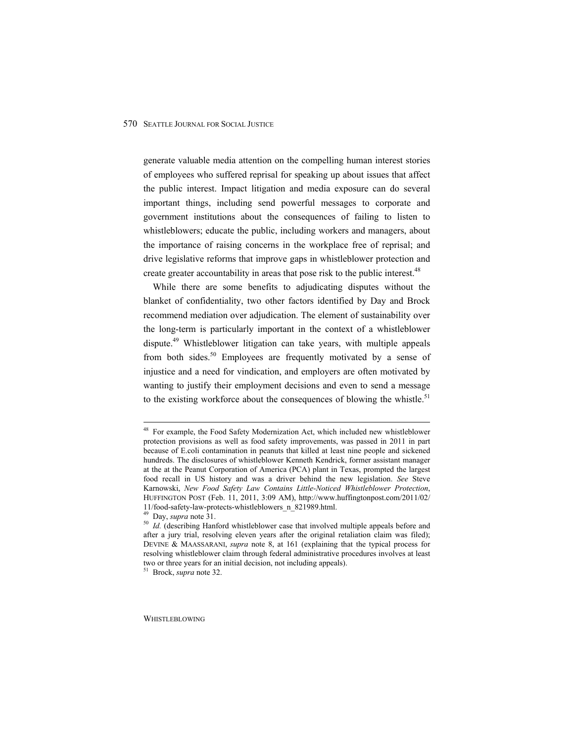generate valuable media attention on the compelling human interest stories of employees who suffered reprisal for speaking up about issues that affect the public interest. Impact litigation and media exposure can do several important things, including send powerful messages to corporate and government institutions about the consequences of failing to listen to whistleblowers; educate the public, including workers and managers, about the importance of raising concerns in the workplace free of reprisal; and drive legislative reforms that improve gaps in whistleblower protection and create greater accountability in areas that pose risk to the public interest.[48]

While there are some benefits to adjudicating disputes without the blanket of confidentiality, two other factors identified by Day and Brock recommend mediation over adjudication. The element of sustainability over the long-term is particularly important in the context of a whistleblower dispute.[49] Whistleblower litigation can take years, with multiple appeals from both sides.[50] Employees are frequently motivated by a sense of injustice and a need for vindication, and employers are often motivated by wanting to justify their employment decisions and even to send a message to the existing workforce about the consequences of blowing the whistle.[51]

---

[48] For example, the Food Safety Modernization Act, which included new whistleblower protection provisions as well as food safety improvements, was passed in 2011 in part because of E.coli contamination in peanuts that killed at least nine people and sickened hundreds. The disclosures of whistleblower Kenneth Kendrick, former assistant manager at the at the Peanut Corporation of America (PCA) plant in Texas, prompted the largest food recall in US history and was a driver behind the new legislation. *See* Steve Karnowski, *New Food Safety Law Contains Little-Noticed Whistleblower Protection*, HUFFINGTON POST (Feb. 11, 2011, 3:09 AM), http://www.huffingtonpost.com/2011/02/11/food-safety-law-protects-whistleblowers_n_821989.html.

[49] Day, *supra* note 31.

[50] *Id.* (describing Hanford whistleblower case that involved multiple appeals before and after a jury trial, resolving eleven years after the original retaliation claim was filed); DEVINE & MAASSARANI, *supra* note 8, at 161 (explaining that the typical process for resolving whistleblower claim through federal administrative procedures involves at least two or three years for an initial decision, not including appeals).

[51] Brock, *supra* note 32.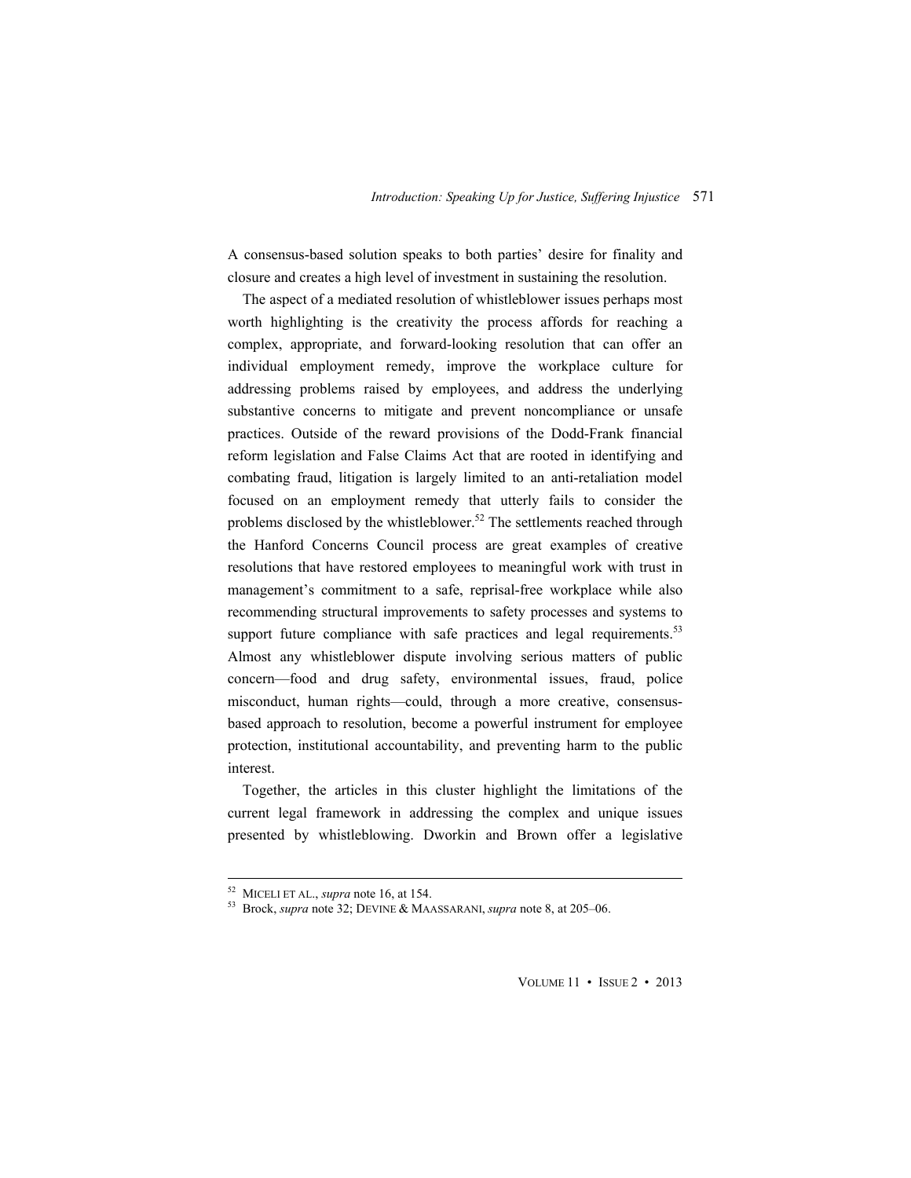A consensus-based solution speaks to both parties' desire for finality and closure and creates a high level of investment in sustaining the resolution.

The aspect of a mediated resolution of whistleblower issues perhaps most worth highlighting is the creativity the process affords for reaching a complex, appropriate, and forward-looking resolution that can offer an individual employment remedy, improve the workplace culture for addressing problems raised by employees, and address the underlying substantive concerns to mitigate and prevent noncompliance or unsafe practices. Outside of the reward provisions of the Dodd-Frank financial reform legislation and False Claims Act that are rooted in identifying and combating fraud, litigation is largely limited to an anti-retaliation model focused on an employment remedy that utterly fails to consider the problems disclosed by the whistleblower.[52] The settlements reached through the Hanford Concerns Council process are great examples of creative resolutions that have restored employees to meaningful work with trust in management's commitment to a safe, reprisal-free workplace while also recommending structural improvements to safety processes and systems to support future compliance with safe practices and legal requirements.[53] Almost any whistleblower dispute involving serious matters of public concern—food and drug safety, environmental issues, fraud, police misconduct, human rights—could, through a more creative, consensus-based approach to resolution, become a powerful instrument for employee protection, institutional accountability, and preventing harm to the public interest.

Together, the articles in this cluster highlight the limitations of the current legal framework in addressing the complex and unique issues presented by whistleblowing. Dworkin and Brown offer a legislative

---

[52] MICELI ET AL., *supra* note 16, at 154.

[53] Brock, *supra* note 32; DEVINE & MAASSARANI, *supra* note 8, at 205–06.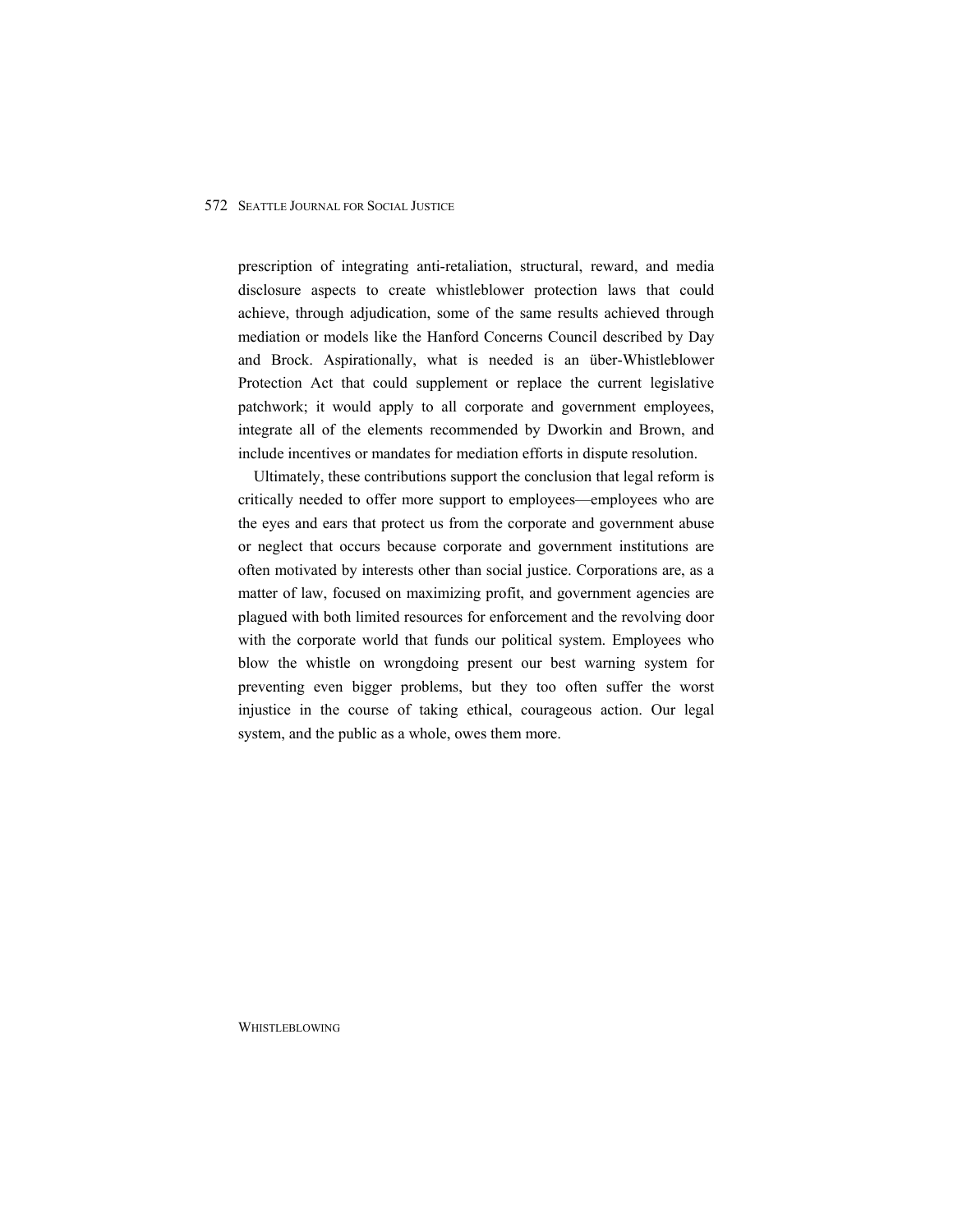prescription of integrating anti-retaliation, structural, reward, and media disclosure aspects to create whistleblower protection laws that could achieve, through adjudication, some of the same results achieved through mediation or models like the Hanford Concerns Council described by Day and Brock. Aspirationally, what is needed is an über-Whistleblower Protection Act that could supplement or replace the current legislative patchwork; it would apply to all corporate and government employees, integrate all of the elements recommended by Dworkin and Brown, and include incentives or mandates for mediation efforts in dispute resolution.

Ultimately, these contributions support the conclusion that legal reform is critically needed to offer more support to employees—employees who are the eyes and ears that protect us from the corporate and government abuse or neglect that occurs because corporate and government institutions are often motivated by interests other than social justice. Corporations are, as a matter of law, focused on maximizing profit, and government agencies are plagued with both limited resources for enforcement and the revolving door with the corporate world that funds our political system. Employees who blow the whistle on wrongdoing present our best warning system for preventing even bigger problems, but they too often suffer the worst injustice in the course of taking ethical, courageous action. Our legal system, and the public as a whole, owes them more.